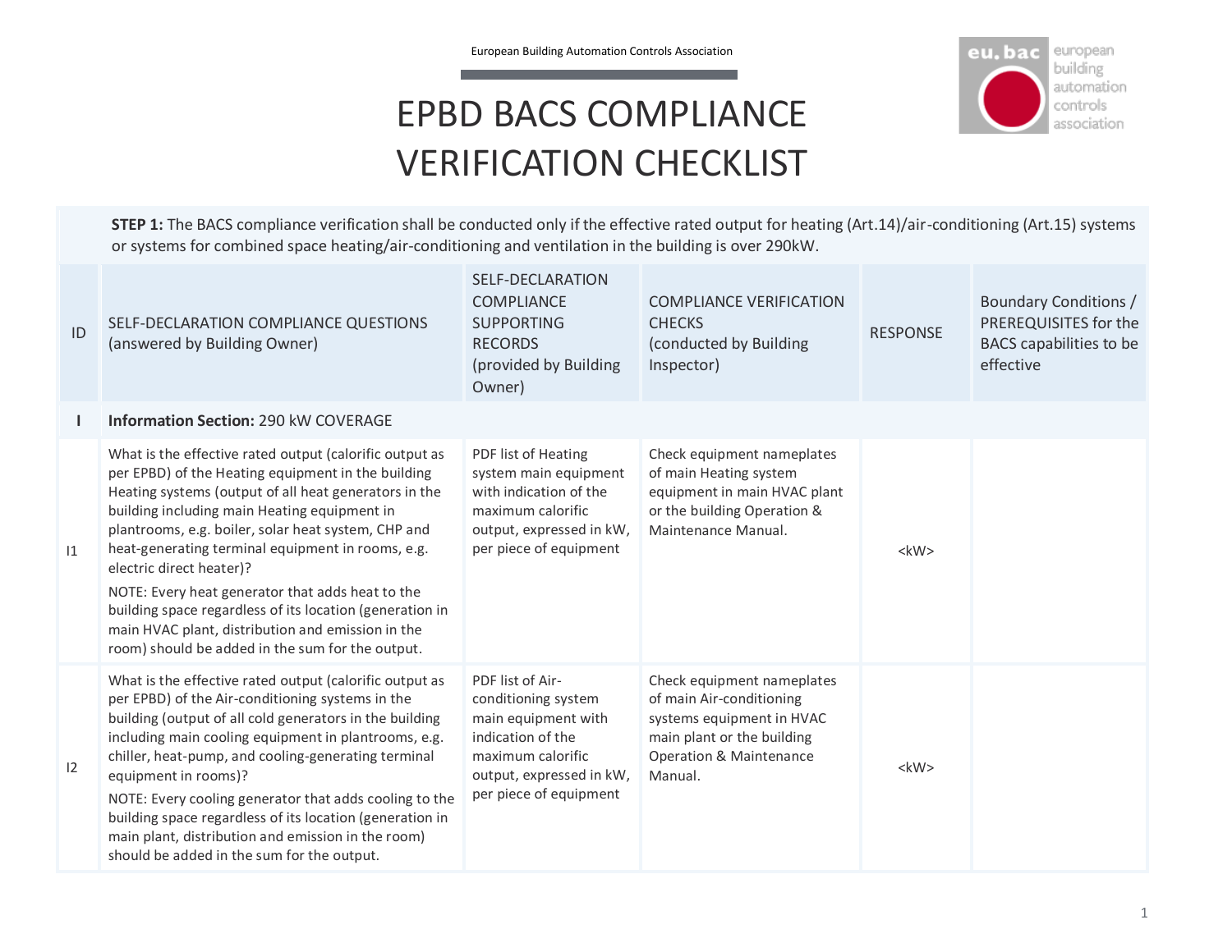European Building Automation Controls Association

# EPBD BACS COMPLIANCE VERIFICATION CHECKLIST

**STEP 1:** The BACS compliance verification shall be conducted only if the effective rated output for heating (Art.14)/air-conditioning (Art.15) systems or systems for combined space heating/air-conditioning and ventilation in the building is over 290kW.

| ID | SELF-DECLARATION COMPLIANCE QUESTIONS (answered by Building Owner) | SELF-DECLARATION COMPLIANCE SUPPORTING RECORDS (provided by Building Owner) | COMPLIANCE VERIFICATION CHECKS (conducted by Building Inspector) | RESPONSE | Boundary Conditions / PREREQUISITES for the BACS capabilities to be effective |
|---|---|---|---|---|---|
| **I** | **Information Section:** 290 kW COVERAGE | | | | |
| I1 | What is the effective rated output (calorific output as per EPBD) of the Heating equipment in the building Heating systems (output of all heat generators in the building including main Heating equipment in plantrooms, e.g. boiler, solar heat system, CHP and heat-generating terminal equipment in rooms, e.g. electric direct heater)?<br>NOTE: Every heat generator that adds heat to the building space regardless of its location (generation in main HVAC plant, distribution and emission in the room) should be added in the sum for the output. | PDF list of Heating system main equipment with indication of the maximum calorific output, expressed in kW, per piece of equipment | Check equipment nameplates of main Heating system equipment in main HVAC plant or the building Operation & Maintenance Manual. | <kW> | |
| I2 | What is the effective rated output (calorific output as per EPBD) of the Air-conditioning systems in the building (output of all cold generators in the building including main cooling equipment in plantrooms, e.g. chiller, heat-pump, and cooling-generating terminal equipment in rooms)?<br>NOTE: Every cooling generator that adds cooling to the building space regardless of its location (generation in main plant, distribution and emission in the room) should be added in the sum for the output. | PDF list of Air-conditioning system main equipment with indication of the maximum calorific output, expressed in kW, per piece of equipment | Check equipment nameplates of main Air-conditioning systems equipment in HVAC main plant or the building Operation & Maintenance Manual. | <kW> | |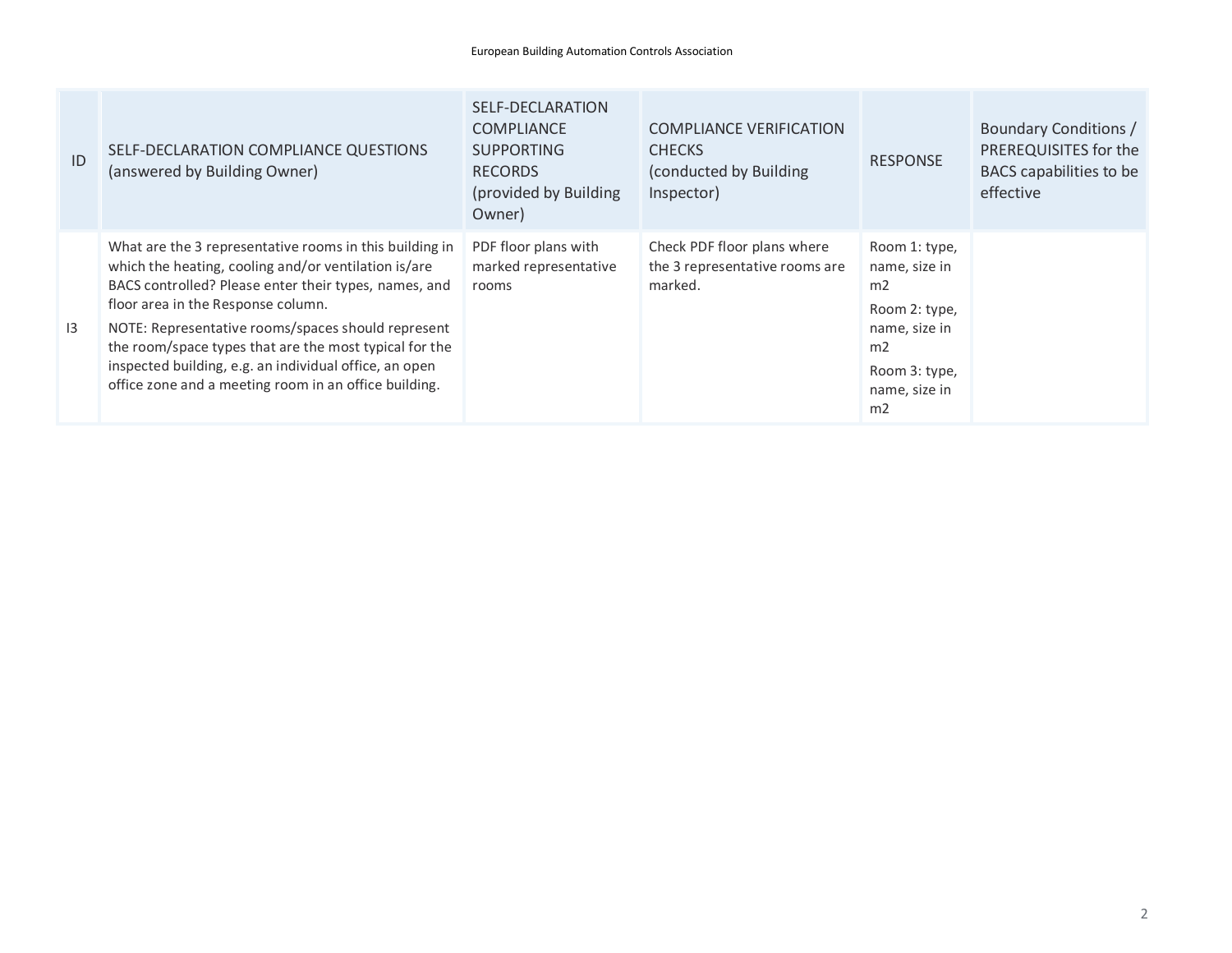| ID | SELF-DECLARATION COMPLIANCE QUESTIONS (answered by Building Owner) | SELF-DECLARATION COMPLIANCE SUPPORTING RECORDS (provided by Building Owner) | COMPLIANCE VERIFICATION CHECKS (conducted by Building Inspector) | RESPONSE | Boundary Conditions / PREREQUISITES for the BACS capabilities to be effective |
|---|---|---|---|---|---|
| I3 | What are the 3 representative rooms in this building in which the heating, cooling and/or ventilation is/are BACS controlled? Please enter their types, names, and floor area in the Response column.<br>NOTE: Representative rooms/spaces should represent the room/space types that are the most typical for the inspected building, e.g. an individual office, an open office zone and a meeting room in an office building. | PDF floor plans with marked representative rooms | Check PDF floor plans where the 3 representative rooms are marked. | Room 1: type, name, size in m2<br>Room 2: type, name, size in m2<br>Room 3: type, name, size in m2 | |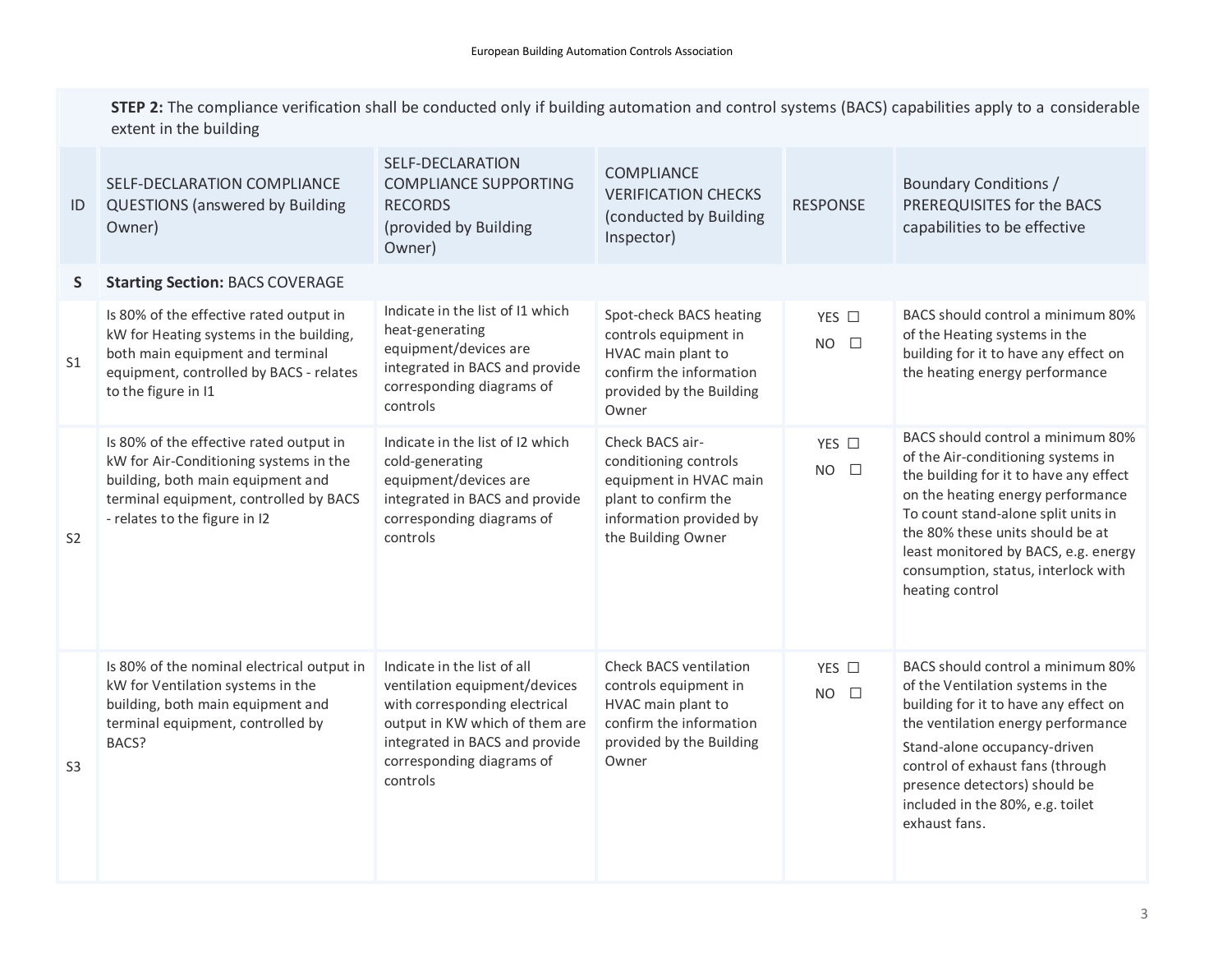**STEP 2:** The compliance verification shall be conducted only if building automation and control systems (BACS) capabilities apply to a considerable extent in the building

| ID | SELF-DECLARATION COMPLIANCE QUESTIONS (answered by Building Owner) | SELF-DECLARATION COMPLIANCE SUPPORTING RECORDS (provided by Building Owner) | COMPLIANCE VERIFICATION CHECKS (conducted by Building Inspector) | RESPONSE | Boundary Conditions / PREREQUISITES for the BACS capabilities to be effective |
|---|---|---|---|---|---|
| **S** | **Starting Section:** BACS COVERAGE | | | | |
| S1 | Is 80% of the effective rated output in kW for Heating systems in the building, both main equipment and terminal equipment, controlled by BACS - relates to the figure in I1 | Indicate in the list of I1 which heat-generating equipment/devices are integrated in BACS and provide corresponding diagrams of controls | Spot-check BACS heating controls equipment in HVAC main plant to confirm the information provided by the Building Owner | YES ☐ NO ☐ | BACS should control a minimum 80% of the Heating systems in the building for it to have any effect on the heating energy performance |
| S2 | Is 80% of the effective rated output in kW for Air-Conditioning systems in the building, both main equipment and terminal equipment, controlled by BACS - relates to the figure in I2 | Indicate in the list of I2 which cold-generating equipment/devices are integrated in BACS and provide corresponding diagrams of controls | Check BACS air-conditioning controls equipment in HVAC main plant to confirm the information provided by the Building Owner | YES ☐ NO ☐ | BACS should control a minimum 80% of the Air-conditioning systems in the building for it to have any effect on the heating energy performance To count stand-alone split units in the 80% these units should be at least monitored by BACS, e.g. energy consumption, status, interlock with heating control |
| S3 | Is 80% of the nominal electrical output in kW for Ventilation systems in the building, both main equipment and terminal equipment, controlled by BACS? | Indicate in the list of all ventilation equipment/devices with corresponding electrical output in KW which of them are integrated in BACS and provide corresponding diagrams of controls | Check BACS ventilation controls equipment in HVAC main plant to confirm the information provided by the Building Owner | YES ☐ NO ☐ | BACS should control a minimum 80% of the Ventilation systems in the building for it to have any effect on the ventilation energy performance<br>Stand-alone occupancy-driven control of exhaust fans (through presence detectors) should be included in the 80%, e.g. toilet exhaust fans. |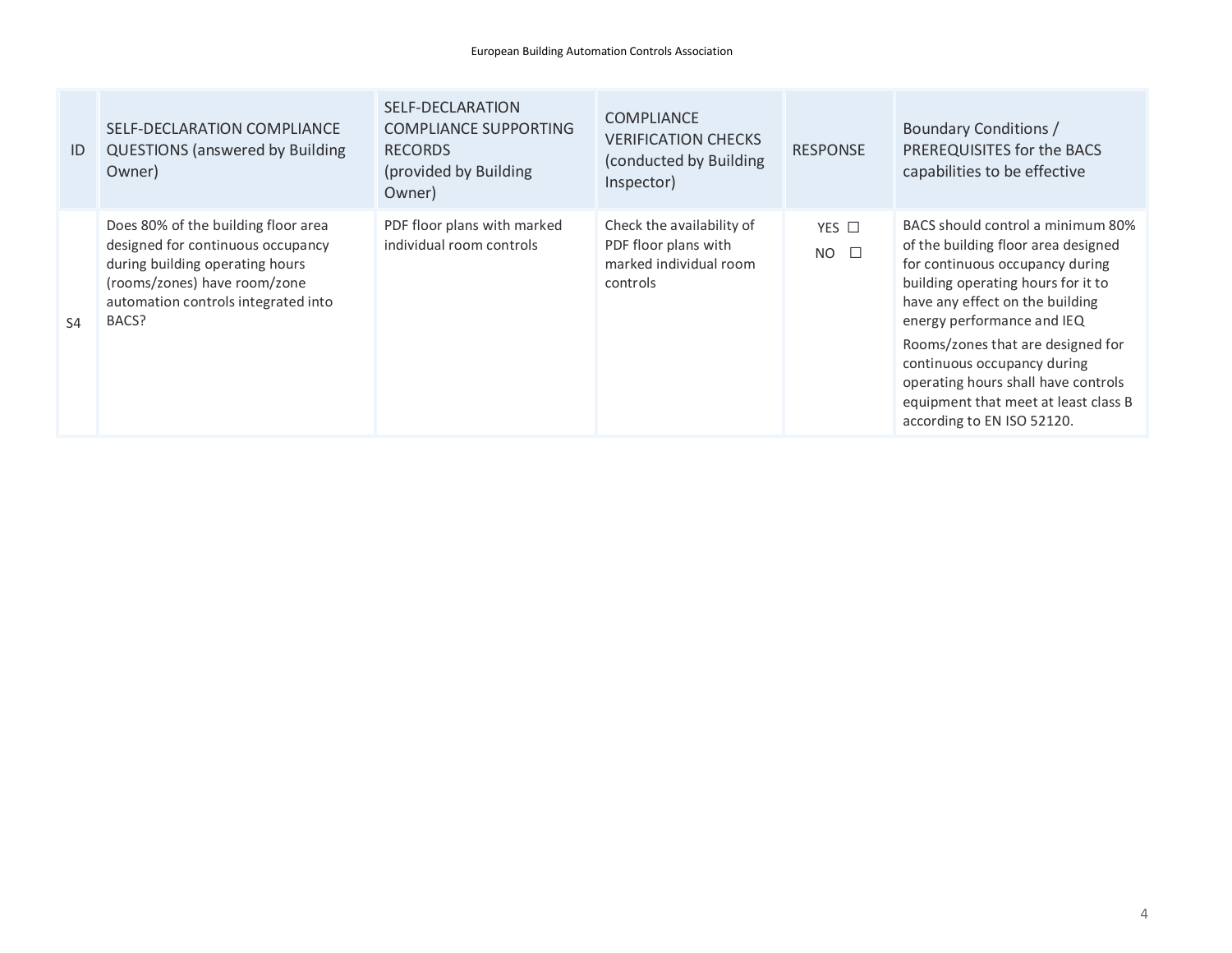| ID | SELF-DECLARATION COMPLIANCE QUESTIONS (answered by Building Owner) | SELF-DECLARATION COMPLIANCE SUPPORTING RECORDS (provided by Building Owner) | COMPLIANCE VERIFICATION CHECKS (conducted by Building Inspector) | RESPONSE | Boundary Conditions / PREREQUISITES for the BACS capabilities to be effective |
|---|---|---|---|---|---|
| S4 | Does 80% of the building floor area designed for continuous occupancy during building operating hours (rooms/zones) have room/zone automation controls integrated into BACS? | PDF floor plans with marked individual room controls | Check the availability of PDF floor plans with marked individual room controls | YES ☐ NO ☐ | BACS should control a minimum 80% of the building floor area designed for continuous occupancy during building operating hours for it to have any effect on the building energy performance and IEQ<br>Rooms/zones that are designed for continuous occupancy during operating hours shall have controls equipment that meet at least class B according to EN ISO 52120. |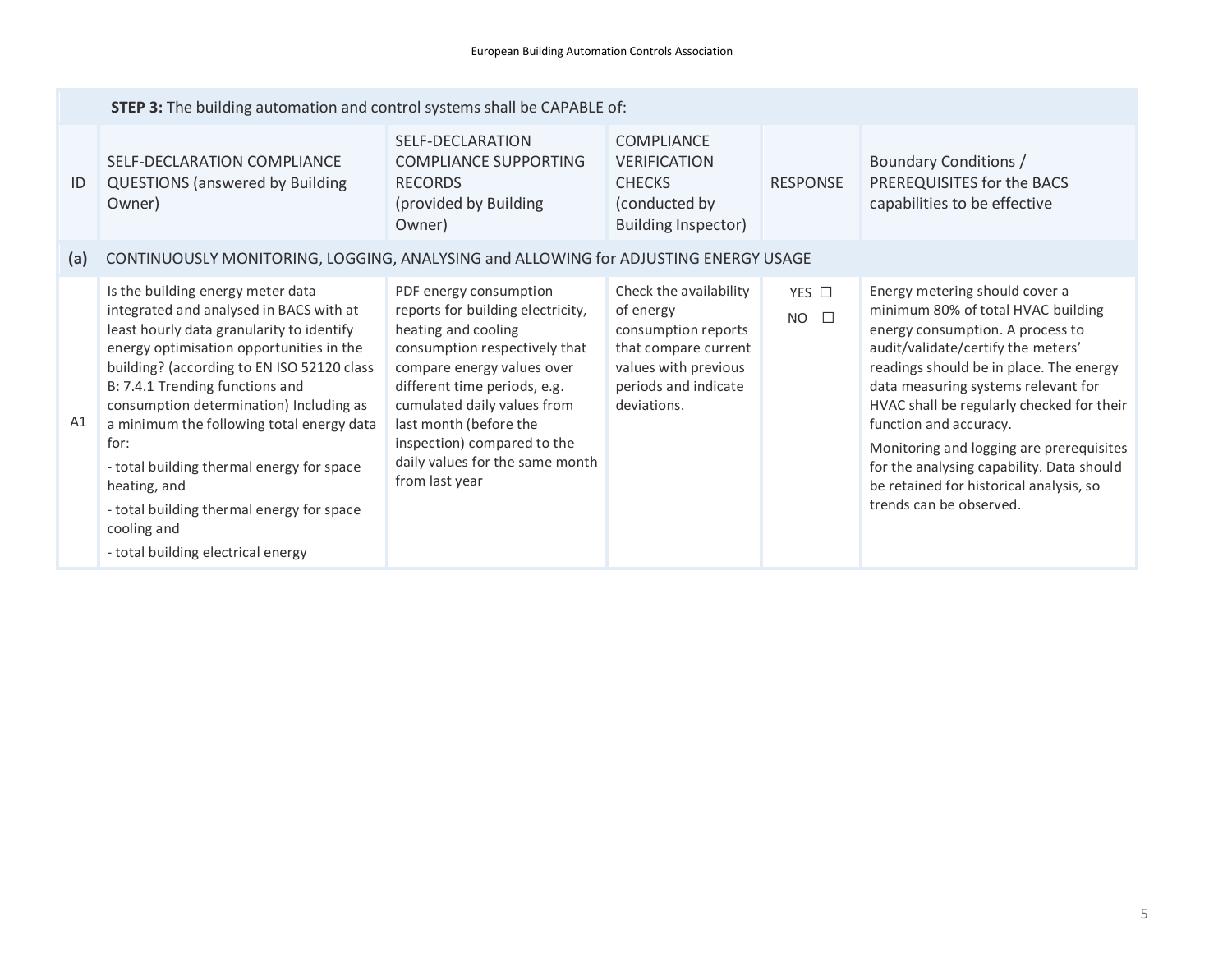| **STEP 3:** The building automation and control systems shall be CAPABLE of: | | | | | |
|---|---|---|---|---|---|
| ID | SELF-DECLARATION COMPLIANCE QUESTIONS (answered by Building Owner) | SELF-DECLARATION COMPLIANCE SUPPORTING RECORDS (provided by Building Owner) | COMPLIANCE VERIFICATION CHECKS (conducted by Building Inspector) | RESPONSE | Boundary Conditions / PREREQUISITES for the BACS capabilities to be effective |
| **(a)** | CONTINUOUSLY MONITORING, LOGGING, ANALYSING and ALLOWING for ADJUSTING ENERGY USAGE | | | | |
| A1 | Is the building energy meter data integrated and analysed in BACS with at least hourly data granularity to identify energy optimisation opportunities in the building? (according to EN ISO 52120 class B: 7.4.1 Trending functions and consumption determination) Including as a minimum the following total energy data for:<br>- total building thermal energy for space heating, and<br>- total building thermal energy for space cooling and<br>- total building electrical energy | PDF energy consumption reports for building electricity, heating and cooling consumption respectively that compare energy values over different time periods, e.g. cumulated daily values from last month (before the inspection) compared to the daily values for the same month from last year | Check the availability of energy consumption reports that compare current values with previous periods and indicate deviations. | YES ☐<br>NO ☐ | Energy metering should cover a minimum 80% of total HVAC building energy consumption. A process to audit/validate/certify the meters' readings should be in place. The energy data measuring systems relevant for HVAC shall be regularly checked for their function and accuracy.<br>Monitoring and logging are prerequisites for the analysing capability. Data should be retained for historical analysis, so trends can be observed. |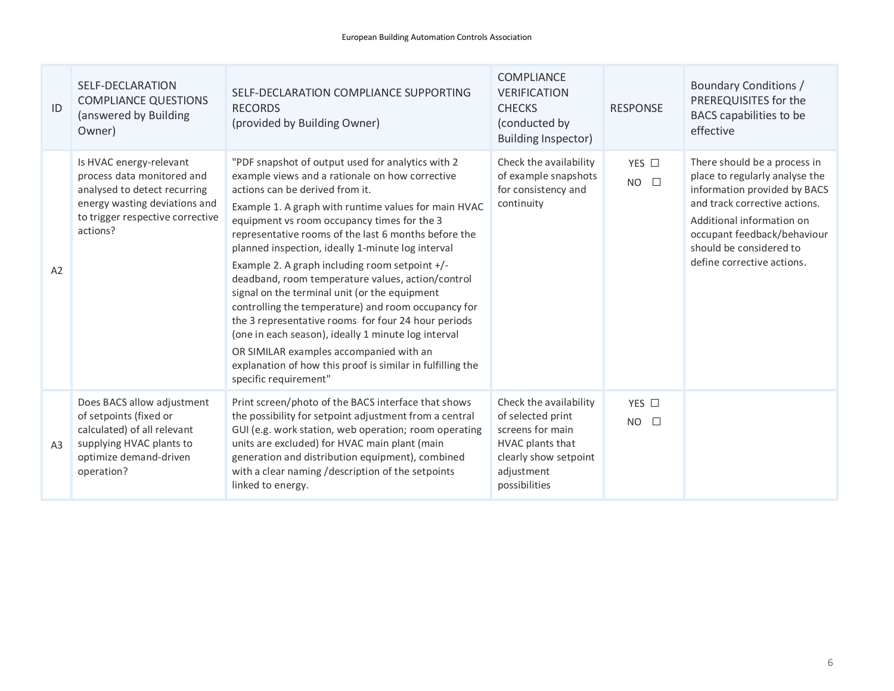| ID | SELF-DECLARATION COMPLIANCE QUESTIONS (answered by Building Owner) | SELF-DECLARATION COMPLIANCE SUPPORTING RECORDS (provided by Building Owner) | COMPLIANCE VERIFICATION CHECKS (conducted by Building Inspector) | RESPONSE | Boundary Conditions / PREREQUISITES for the BACS capabilities to be effective |
|---|---|---|---|---|---|
| A2 | Is HVAC energy-relevant process data monitored and analysed to detect recurring energy wasting deviations and to trigger respective corrective actions? | "PDF snapshot of output used for analytics with 2 example views and a rationale on how corrective actions can be derived from it.<br>Example 1. A graph with runtime values for main HVAC equipment vs room occupancy times for the 3 representative rooms of the last 6 months before the planned inspection, ideally 1-minute log interval<br>Example 2. A graph including room setpoint +/- deadband, room temperature values, action/control signal on the terminal unit (or the equipment controlling the temperature) and room occupancy for the 3 representative rooms for four 24 hour periods (one in each season), ideally 1 minute log interval<br>OR SIMILAR examples accompanied with an explanation of how this proof is similar in fulfilling the specific requirement" | Check the availability of example snapshots for consistency and continuity | YES ☐<br>NO ☐ | There should be a process in place to regularly analyse the information provided by BACS and track corrective actions.<br>Additional information on occupant feedback/behaviour should be considered to define corrective actions. |
| A3 | Does BACS allow adjustment of setpoints (fixed or calculated) of all relevant supplying HVAC plants to optimize demand-driven operation? | Print screen/photo of the BACS interface that shows the possibility for setpoint adjustment from a central GUI (e.g. work station, web operation; room operating units are excluded) for HVAC main plant (main generation and distribution equipment), combined with a clear naming /description of the setpoints linked to energy. | Check the availability of selected print screens for main HVAC plants that clearly show setpoint adjustment possibilities | YES ☐<br>NO ☐ | |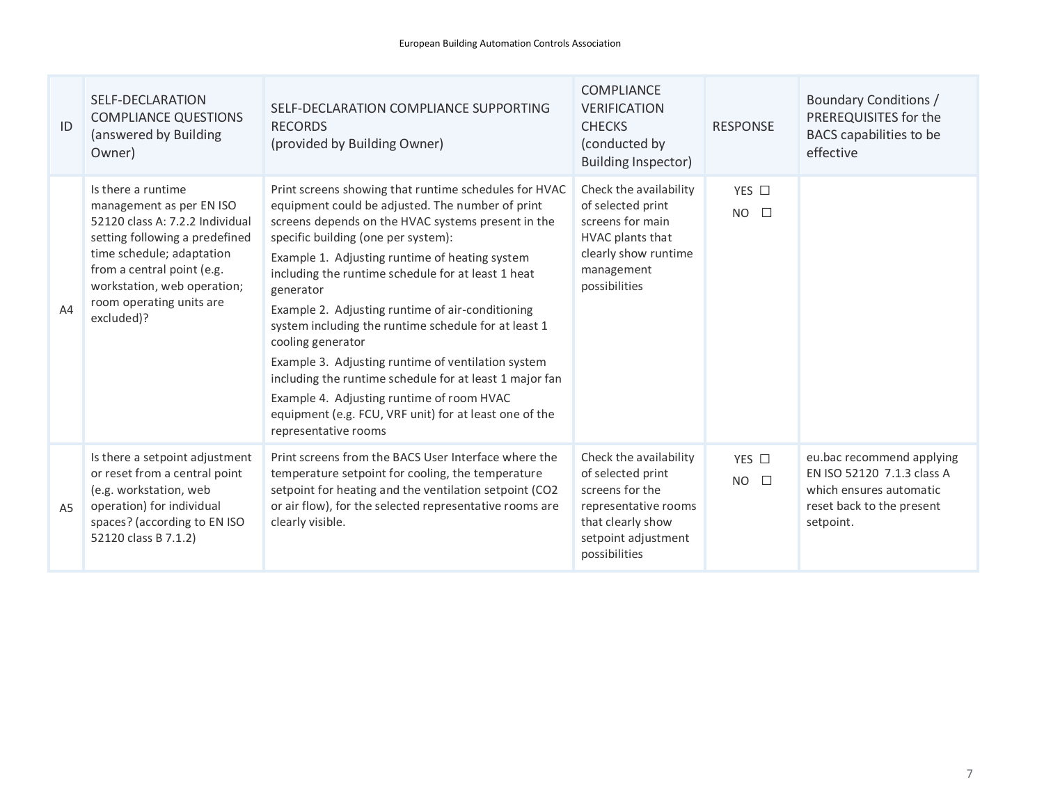| ID | SELF-DECLARATION COMPLIANCE QUESTIONS (answered by Building Owner) | SELF-DECLARATION COMPLIANCE SUPPORTING RECORDS (provided by Building Owner) | COMPLIANCE VERIFICATION CHECKS (conducted by Building Inspector) | RESPONSE | Boundary Conditions / PREREQUISITES for the BACS capabilities to be effective |
|---|---|---|---|---|---|
| A4 | Is there a runtime management as per EN ISO 52120 class A: 7.2.2 Individual setting following a predefined time schedule; adaptation from a central point (e.g. workstation, web operation; room operating units are excluded)? | Print screens showing that runtime schedules for HVAC equipment could be adjusted. The number of print screens depends on the HVAC systems present in the specific building (one per system):<br>Example 1. Adjusting runtime of heating system including the runtime schedule for at least 1 heat generator<br>Example 2. Adjusting runtime of air-conditioning system including the runtime schedule for at least 1 cooling generator<br>Example 3. Adjusting runtime of ventilation system including the runtime schedule for at least 1 major fan<br>Example 4. Adjusting runtime of room HVAC equipment (e.g. FCU, VRF unit) for at least one of the representative rooms | Check the availability of selected print screens for main HVAC plants that clearly show runtime management possibilities | YES ☐<br>NO ☐ | |
| A5 | Is there a setpoint adjustment or reset from a central point (e.g. workstation, web operation) for individual spaces? (according to EN ISO 52120 class B 7.1.2) | Print screens from the BACS User Interface where the temperature setpoint for cooling, the temperature setpoint for heating and the ventilation setpoint ($CO_2$ or air flow), for the selected representative rooms are clearly visible. | Check the availability of selected print screens for the representative rooms that clearly show setpoint adjustment possibilities | YES ☐<br>NO ☐ | eu.bac recommend applying EN ISO 52120 7.1.3 class A which ensures automatic reset back to the present setpoint. |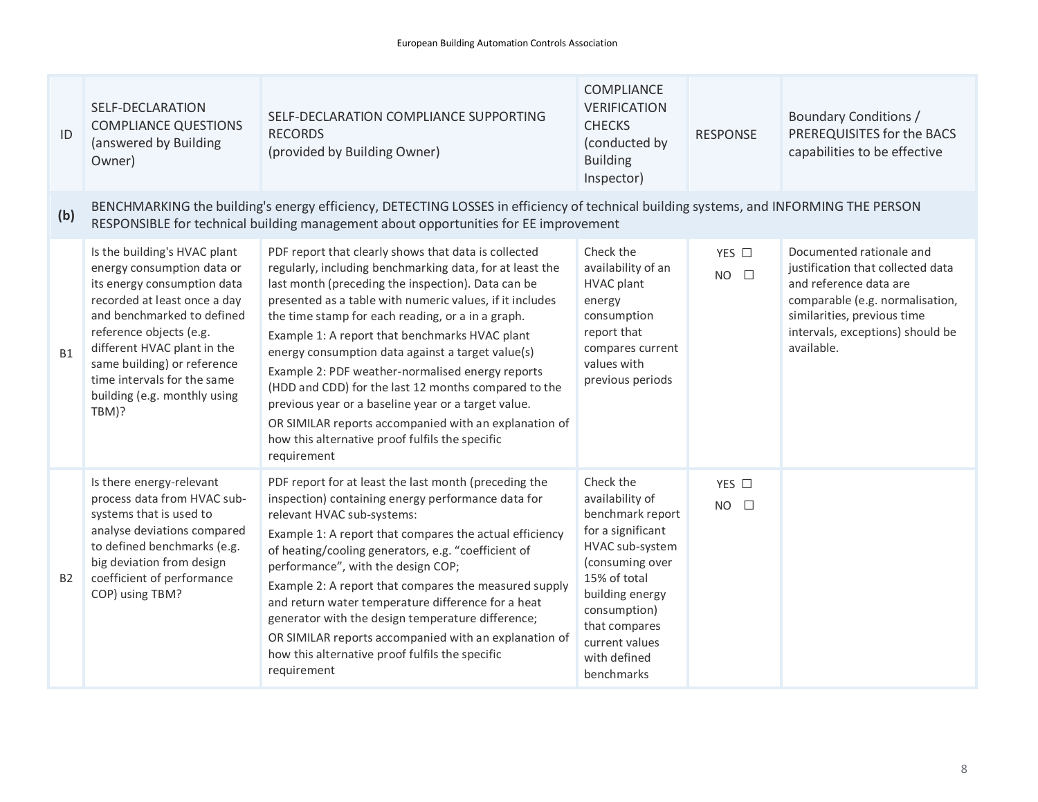| ID | SELF-DECLARATION COMPLIANCE QUESTIONS (answered by Building Owner) | SELF-DECLARATION COMPLIANCE SUPPORTING RECORDS (provided by Building Owner) | COMPLIANCE VERIFICATION CHECKS (conducted by Building Inspector) | RESPONSE | Boundary Conditions / PREREQUISITES for the BACS capabilities to be effective |
|---|---|---|---|---|---|
| **(b)** | BENCHMARKING the building's energy efficiency, DETECTING LOSSES in efficiency of technical building systems, and INFORMING THE PERSON RESPONSIBLE for technical building management about opportunities for EE improvement | | | | |
| B1 | Is the building's HVAC plant energy consumption data or its energy consumption data recorded at least once a day and benchmarked to defined reference objects (e.g. different HVAC plant in the same building) or reference time intervals for the same building (e.g. monthly using TBM)? | PDF report that clearly shows that data is collected regularly, including benchmarking data, for at least the last month (preceding the inspection). Data can be presented as a table with numeric values, if it includes the time stamp for each reading, or a in a graph.<br>Example 1: A report that benchmarks HVAC plant energy consumption data against a target value(s)<br>Example 2: PDF weather-normalised energy reports (HDD and CDD) for the last 12 months compared to the previous year or a baseline year or a target value.<br>OR SIMILAR reports accompanied with an explanation of how this alternative proof fulfils the specific requirement | Check the availability of an HVAC plant energy consumption report that compares current values with previous periods | YES ☐<br>NO ☐ | Documented rationale and justification that collected data and reference data are comparable (e.g. normalisation, similarities, previous time intervals, exceptions) should be available. |
| B2 | Is there energy-relevant process data from HVAC sub-systems that is used to analyse deviations compared to defined benchmarks (e.g. big deviation from design coefficient of performance COP) using TBM? | PDF report for at least the last month (preceding the inspection) containing energy performance data for relevant HVAC sub-systems:<br>Example 1: A report that compares the actual efficiency of heating/cooling generators, e.g. "coefficient of performance", with the design COP;<br>Example 2: A report that compares the measured supply and return water temperature difference for a heat generator with the design temperature difference;<br>OR SIMILAR reports accompanied with an explanation of how this alternative proof fulfils the specific requirement | Check the availability of benchmark report for a significant HVAC sub-system (consuming over 15% of total building energy consumption) that compares current values with defined benchmarks | YES ☐<br>NO ☐ | |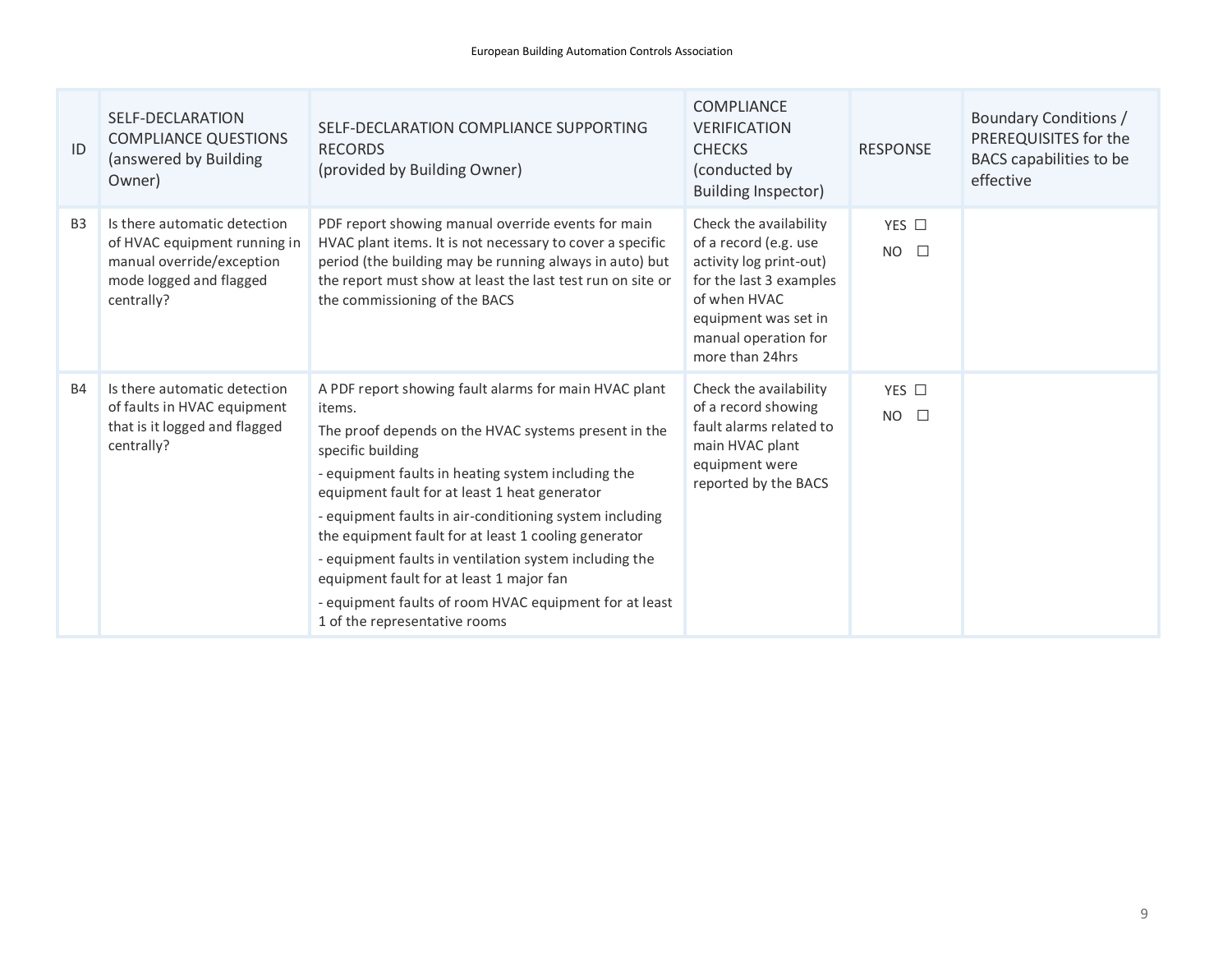| ID | SELF-DECLARATION COMPLIANCE QUESTIONS (answered by Building Owner) | SELF-DECLARATION COMPLIANCE SUPPORTING RECORDS (provided by Building Owner) | COMPLIANCE VERIFICATION CHECKS (conducted by Building Inspector) | RESPONSE | Boundary Conditions / PREREQUISITES for the BACS capabilities to be effective |
|---|---|---|---|---|---|
| B3 | Is there automatic detection of HVAC equipment running in manual override/exception mode logged and flagged centrally? | PDF report showing manual override events for main HVAC plant items. It is not necessary to cover a specific period (the building may be running always in auto) but the report must show at least the last test run on site or the commissioning of the BACS | Check the availability of a record (e.g. use activity log print-out) for the last 3 examples of when HVAC equipment was set in manual operation for more than 24hrs | YES ☐<br>NO ☐ | |
| B4 | Is there automatic detection of faults in HVAC equipment that is it logged and flagged centrally? | A PDF report showing fault alarms for main HVAC plant items.<br>The proof depends on the HVAC systems present in the specific building<br>- equipment faults in heating system including the equipment fault for at least 1 heat generator<br>- equipment faults in air-conditioning system including the equipment fault for at least 1 cooling generator<br>- equipment faults in ventilation system including the equipment fault for at least 1 major fan<br>- equipment faults of room HVAC equipment for at least 1 of the representative rooms | Check the availability of a record showing fault alarms related to main HVAC plant equipment were reported by the BACS | YES ☐<br>NO ☐ | |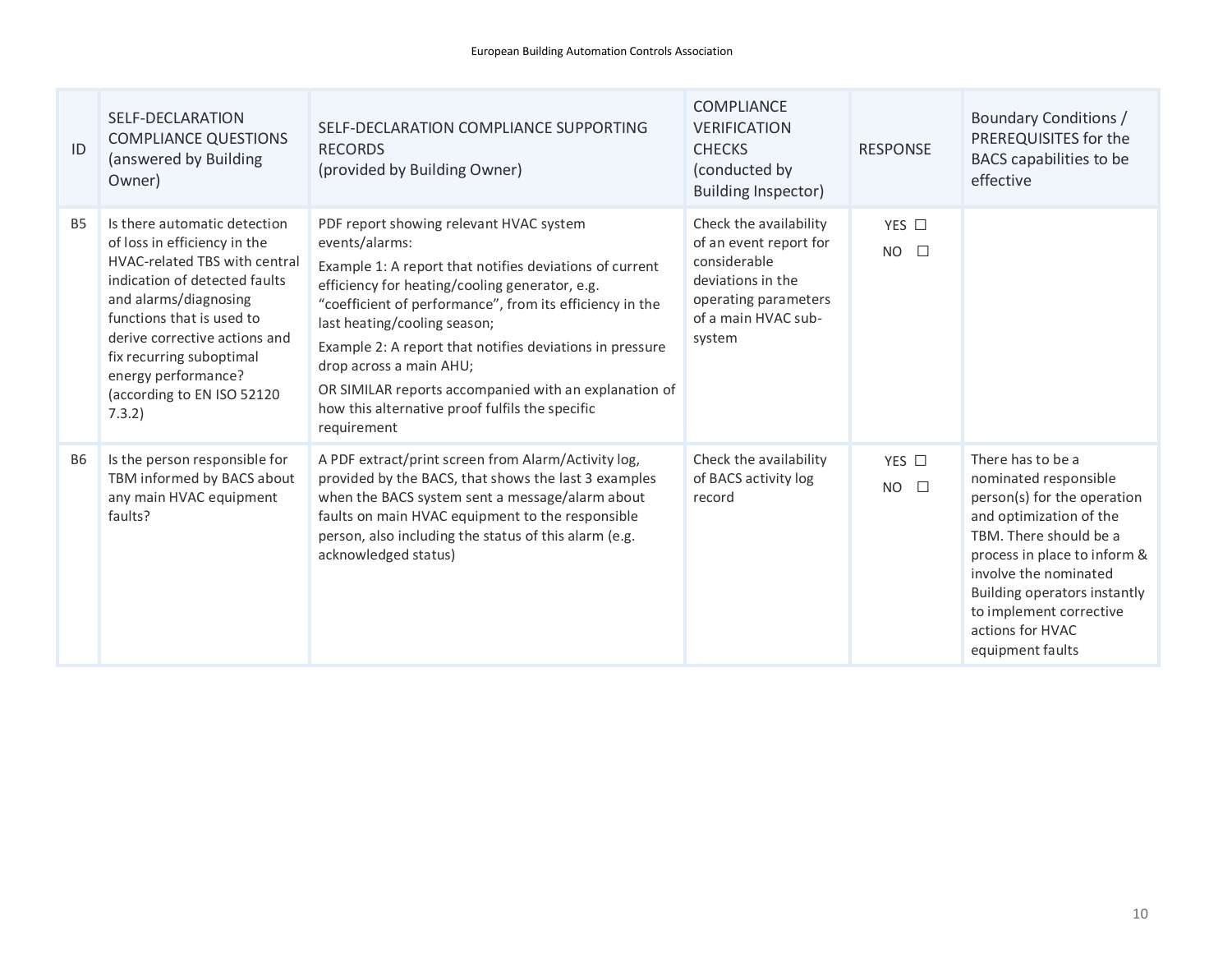| ID | SELF-DECLARATION COMPLIANCE QUESTIONS (answered by Building Owner) | SELF-DECLARATION COMPLIANCE SUPPORTING RECORDS (provided by Building Owner) | COMPLIANCE VERIFICATION CHECKS (conducted by Building Inspector) | RESPONSE | Boundary Conditions / PREREQUISITES for the BACS capabilities to be effective |
|---|---|---|---|---|---|
| B5 | Is there automatic detection of loss in efficiency in the HVAC-related TBS with central indication of detected faults and alarms/diagnosing functions that is used to derive corrective actions and fix recurring suboptimal energy performance? (according to EN ISO 52120 7.3.2) | PDF report showing relevant HVAC system events/alarms:<br>Example 1: A report that notifies deviations of current efficiency for heating/cooling generator, e.g. "coefficient of performance", from its efficiency in the last heating/cooling season;<br>Example 2: A report that notifies deviations in pressure drop across a main AHU;<br>OR SIMILAR reports accompanied with an explanation of how this alternative proof fulfils the specific requirement | Check the availability of an event report for considerable deviations in the operating parameters of a main HVAC sub-system | YES ☐<br>NO ☐ | |
| B6 | Is the person responsible for TBM informed by BACS about any main HVAC equipment faults? | A PDF extract/print screen from Alarm/Activity log, provided by the BACS, that shows the last 3 examples when the BACS system sent a message/alarm about faults on main HVAC equipment to the responsible person, also including the status of this alarm (e.g. acknowledged status) | Check the availability of BACS activity log record | YES ☐<br>NO ☐ | There has to be a nominated responsible person(s) for the operation and optimization of the TBM. There should be a process in place to inform & involve the nominated Building operators instantly to implement corrective actions for HVAC equipment faults |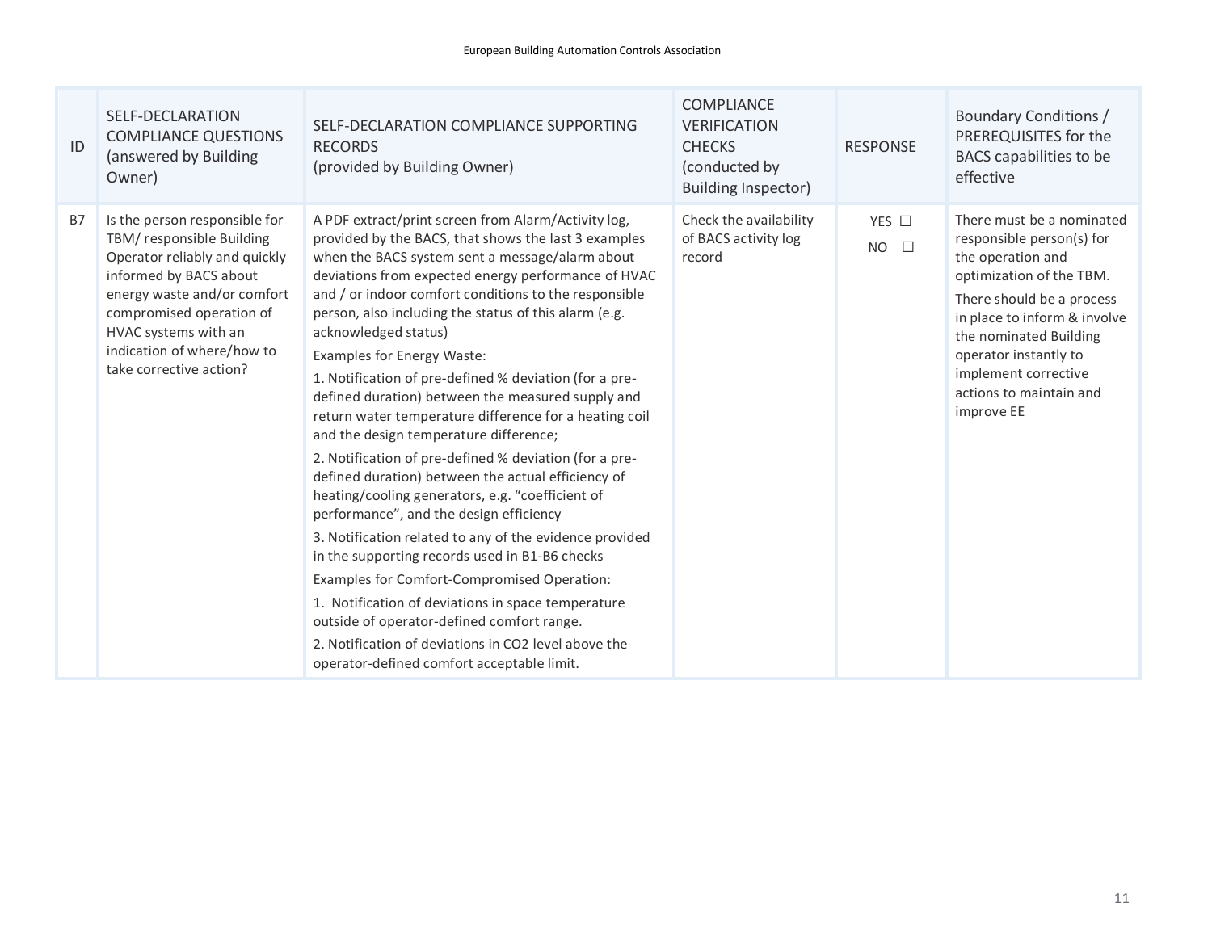| ID | SELF-DECLARATION COMPLIANCE QUESTIONS (answered by Building Owner) | SELF-DECLARATION COMPLIANCE SUPPORTING RECORDS (provided by Building Owner) | COMPLIANCE VERIFICATION CHECKS (conducted by Building Inspector) | RESPONSE | Boundary Conditions / PREREQUISITES for the BACS capabilities to be effective |
|---|---|---|---|---|---|
| B7 | Is the person responsible for TBM/ responsible Building Operator reliably and quickly informed by BACS about energy waste and/or comfort compromised operation of HVAC systems with an indication of where/how to take corrective action? | A PDF extract/print screen from Alarm/Activity log, provided by the BACS, that shows the last 3 examples when the BACS system sent a message/alarm about deviations from expected energy performance of HVAC and / or indoor comfort conditions to the responsible person, also including the status of this alarm (e.g. acknowledged status)<br>Examples for Energy Waste:<br>1. Notification of pre-defined % deviation (for a pre-defined duration) between the measured supply and return water temperature difference for a heating coil and the design temperature difference;<br>2. Notification of pre-defined % deviation (for a pre-defined duration) between the actual efficiency of heating/cooling generators, e.g. "coefficient of performance", and the design efficiency<br>3. Notification related to any of the evidence provided in the supporting records used in B1-B6 checks<br>Examples for Comfort-Compromised Operation:<br>1. Notification of deviations in space temperature outside of operator-defined comfort range.<br>2. Notification of deviations in $CO_2$ level above the operator-defined comfort acceptable limit. | Check the availability of BACS activity log record | YES ☐<br>NO ☐ | There must be a nominated responsible person(s) for the operation and optimization of the TBM.<br>There should be a process in place to inform & involve the nominated Building operator instantly to implement corrective actions to maintain and improve EE |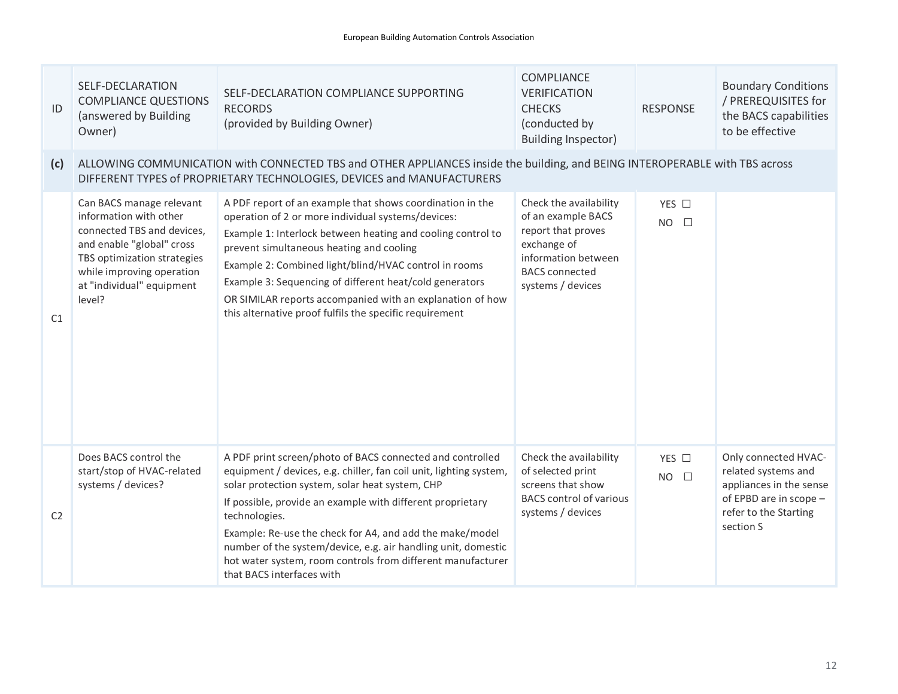| ID | SELF-DECLARATION COMPLIANCE QUESTIONS (answered by Building Owner) | SELF-DECLARATION COMPLIANCE SUPPORTING RECORDS (provided by Building Owner) | COMPLIANCE VERIFICATION CHECKS (conducted by Building Inspector) | RESPONSE | Boundary Conditions / PREREQUISITES for the BACS capabilities to be effective |
|---|---|---|---|---|---|
| **(c)** | ALLOWING COMMUNICATION with CONNECTED TBS and OTHER APPLIANCES inside the building, and BEING INTEROPERABLE with TBS across DIFFERENT TYPES of PROPRIETARY TECHNOLOGIES, DEVICES and MANUFACTURERS | | | | |
| C1 | Can BACS manage relevant information with other connected TBS and devices, and enable "global" cross TBS optimization strategies while improving operation at "individual" equipment level? | A PDF report of an example that shows coordination in the operation of 2 or more individual systems/devices:<br>Example 1: Interlock between heating and cooling control to prevent simultaneous heating and cooling<br>Example 2: Combined light/blind/HVAC control in rooms<br>Example 3: Sequencing of different heat/cold generators<br>OR SIMILAR reports accompanied with an explanation of how this alternative proof fulfils the specific requirement | Check the availability of an example BACS report that proves exchange of information between BACS connected systems / devices | YES ☐<br>NO ☐ | |
| C2 | Does BACS control the start/stop of HVAC-related systems / devices? | A PDF print screen/photo of BACS connected and controlled equipment / devices, e.g. chiller, fan coil unit, lighting system, solar protection system, solar heat system, CHP<br>If possible, provide an example with different proprietary technologies.<br>Example: Re-use the check for A4, and add the make/model number of the system/device, e.g. air handling unit, domestic hot water system, room controls from different manufacturer that BACS interfaces with | Check the availability of selected print screens that show BACS control of various systems / devices | YES ☐<br>NO ☐ | Only connected HVAC-related systems and appliances in the sense of EPBD are in scope – refer to the Starting section S |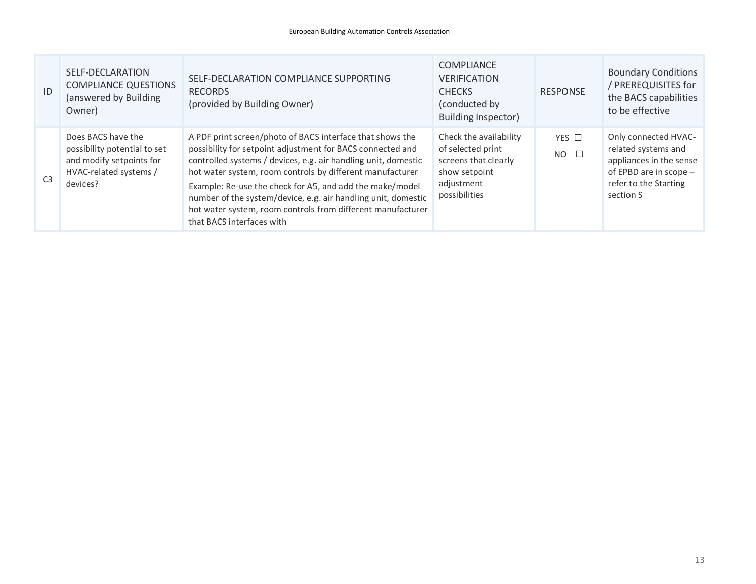| ID | SELF-DECLARATION COMPLIANCE QUESTIONS (answered by Building Owner) | SELF-DECLARATION COMPLIANCE SUPPORTING RECORDS (provided by Building Owner) | COMPLIANCE VERIFICATION CHECKS (conducted by Building Inspector) | RESPONSE | Boundary Conditions / PREREQUISITES for the BACS capabilities to be effective |
|---|---|---|---|---|---|
| C3 | Does BACS have the possibility potential to set and modify setpoints for HVAC-related systems / devices? | A PDF print screen/photo of BACS interface that shows the possibility for setpoint adjustment for BACS connected and controlled systems / devices, e.g. air handling unit, domestic hot water system, room controls by different manufacturer<br>Example: Re-use the check for A5, and add the make/model number of the system/device, e.g. air handling unit, domestic hot water system, room controls from different manufacturer that BACS interfaces with | Check the availability of selected print screens that clearly show setpoint adjustment possibilities | YES ☐<br>NO ☐ | Only connected HVAC-related systems and appliances in the sense of EPBD are in scope – refer to the Starting section S |